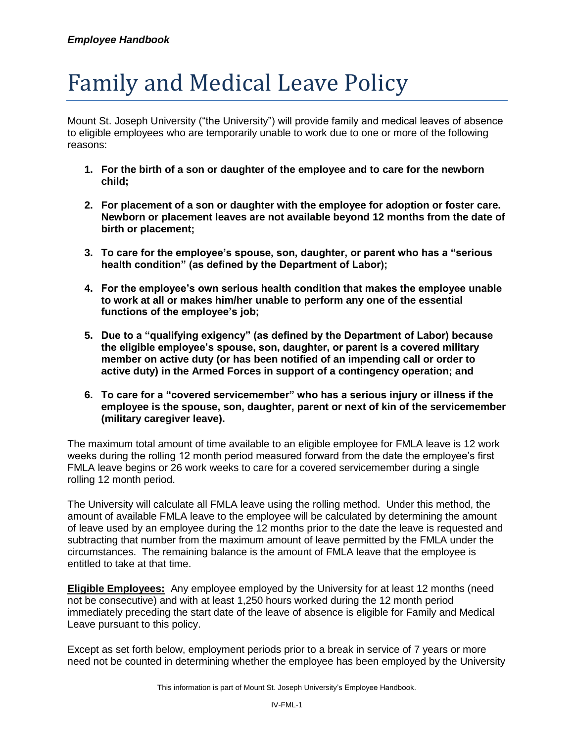# Family and Medical Leave Policy

Mount St. Joseph University ("the University") will provide family and medical leaves of absence to eligible employees who are temporarily unable to work due to one or more of the following reasons:

1. **For the birth of a son or daughter of the employee and to care for the newborn child;**

2. **For placement of a son or daughter with the employee for adoption or foster care. Newborn or placement leaves are not available beyond 12 months from the date of birth or placement;**

3. **To care for the employee's spouse, son, daughter, or parent who has a "serious health condition" (as defined by the Department of Labor);**

4. **For the employee's own serious health condition that makes the employee unable to work at all or makes him/her unable to perform any one of the essential functions of the employee's job;**

5. **Due to a "qualifying exigency" (as defined by the Department of Labor) because the eligible employee's spouse, son, daughter, or parent is a covered military member on active duty (or has been notified of an impending call or order to active duty) in the Armed Forces in support of a contingency operation; and**

6. **To care for a "covered servicemember" who has a serious injury or illness if the employee is the spouse, son, daughter, parent or next of kin of the servicemember (military caregiver leave).**

The maximum total amount of time available to an eligible employee for FMLA leave is 12 work weeks during the rolling 12 month period measured forward from the date the employee's first FMLA leave begins or 26 work weeks to care for a covered servicemember during a single rolling 12 month period.

The University will calculate all FMLA leave using the rolling method. Under this method, the amount of available FMLA leave to the employee will be calculated by determining the amount of leave used by an employee during the 12 months prior to the date the leave is requested and subtracting that number from the maximum amount of leave permitted by the FMLA under the circumstances. The remaining balance is the amount of FMLA leave that the employee is entitled to take at that time.

**Eligible Employees:** Any employee employed by the University for at least 12 months (need not be consecutive) and with at least 1,250 hours worked during the 12 month period immediately preceding the start date of the leave of absence is eligible for Family and Medical Leave pursuant to this policy.

Except as set forth below, employment periods prior to a break in service of 7 years or more need not be counted in determining whether the employee has been employed by the University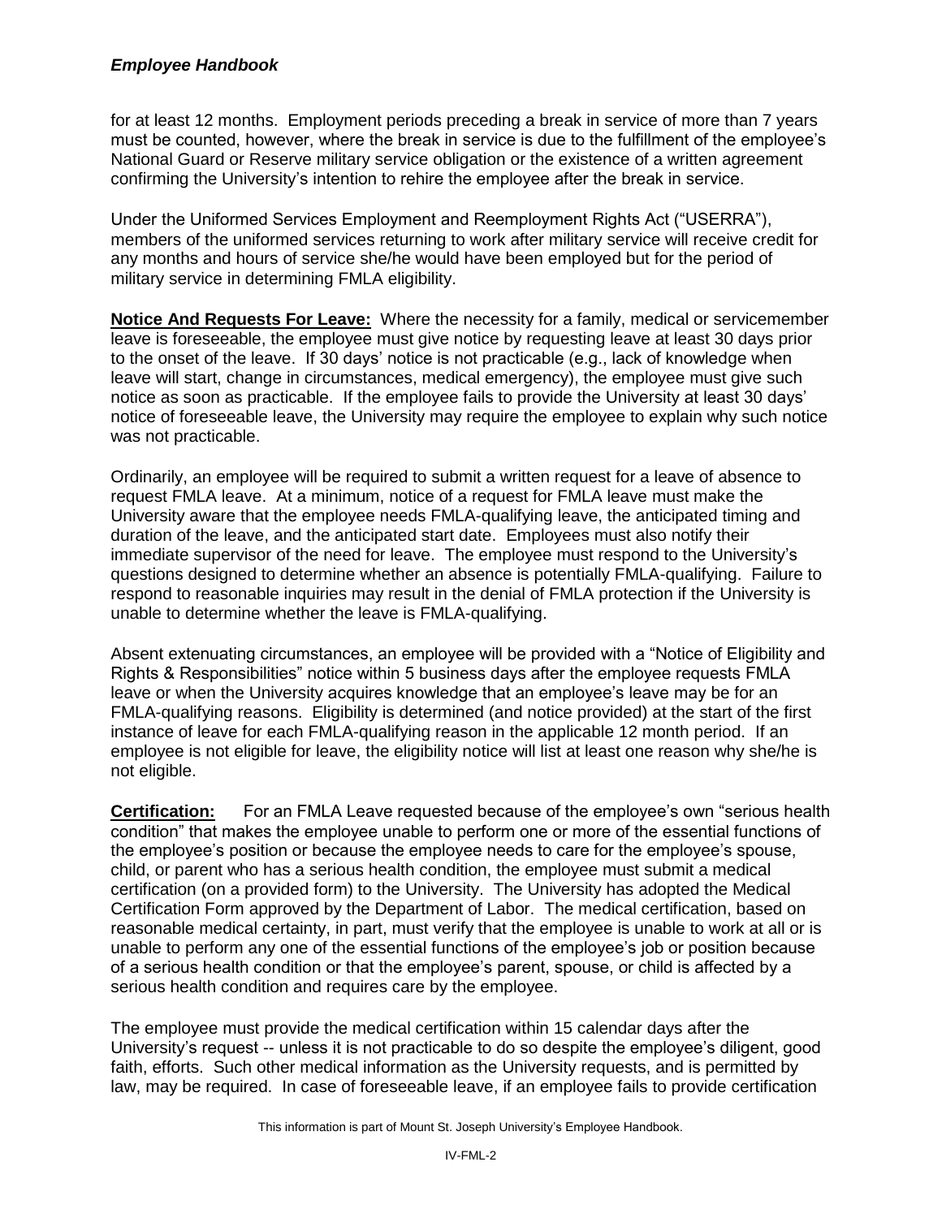for at least 12 months. Employment periods preceding a break in service of more than 7 years must be counted, however, where the break in service is due to the fulfillment of the employee's National Guard or Reserve military service obligation or the existence of a written agreement confirming the University's intention to rehire the employee after the break in service.

Under the Uniformed Services Employment and Reemployment Rights Act ("USERRA"), members of the uniformed services returning to work after military service will receive credit for any months and hours of service she/he would have been employed but for the period of military service in determining FMLA eligibility.

**Notice And Requests For Leave:** Where the necessity for a family, medical or servicemember leave is foreseeable, the employee must give notice by requesting leave at least 30 days prior to the onset of the leave. If 30 days' notice is not practicable (e.g., lack of knowledge when leave will start, change in circumstances, medical emergency), the employee must give such notice as soon as practicable. If the employee fails to provide the University at least 30 days' notice of foreseeable leave, the University may require the employee to explain why such notice was not practicable.

Ordinarily, an employee will be required to submit a written request for a leave of absence to request FMLA leave. At a minimum, notice of a request for FMLA leave must make the University aware that the employee needs FMLA-qualifying leave, the anticipated timing and duration of the leave, and the anticipated start date. Employees must also notify their immediate supervisor of the need for leave. The employee must respond to the University's questions designed to determine whether an absence is potentially FMLA-qualifying. Failure to respond to reasonable inquiries may result in the denial of FMLA protection if the University is unable to determine whether the leave is FMLA-qualifying.

Absent extenuating circumstances, an employee will be provided with a "Notice of Eligibility and Rights & Responsibilities" notice within 5 business days after the employee requests FMLA leave or when the University acquires knowledge that an employee's leave may be for an FMLA-qualifying reasons. Eligibility is determined (and notice provided) at the start of the first instance of leave for each FMLA-qualifying reason in the applicable 12 month period. If an employee is not eligible for leave, the eligibility notice will list at least one reason why she/he is not eligible.

**Certification:** For an FMLA Leave requested because of the employee's own "serious health condition" that makes the employee unable to perform one or more of the essential functions of the employee's position or because the employee needs to care for the employee's spouse, child, or parent who has a serious health condition, the employee must submit a medical certification (on a provided form) to the University. The University has adopted the Medical Certification Form approved by the Department of Labor. The medical certification, based on reasonable medical certainty, in part, must verify that the employee is unable to work at all or is unable to perform any one of the essential functions of the employee's job or position because of a serious health condition or that the employee's parent, spouse, or child is affected by a serious health condition and requires care by the employee.

The employee must provide the medical certification within 15 calendar days after the University's request -- unless it is not practicable to do so despite the employee's diligent, good faith, efforts. Such other medical information as the University requests, and is permitted by law, may be required. In case of foreseeable leave, if an employee fails to provide certification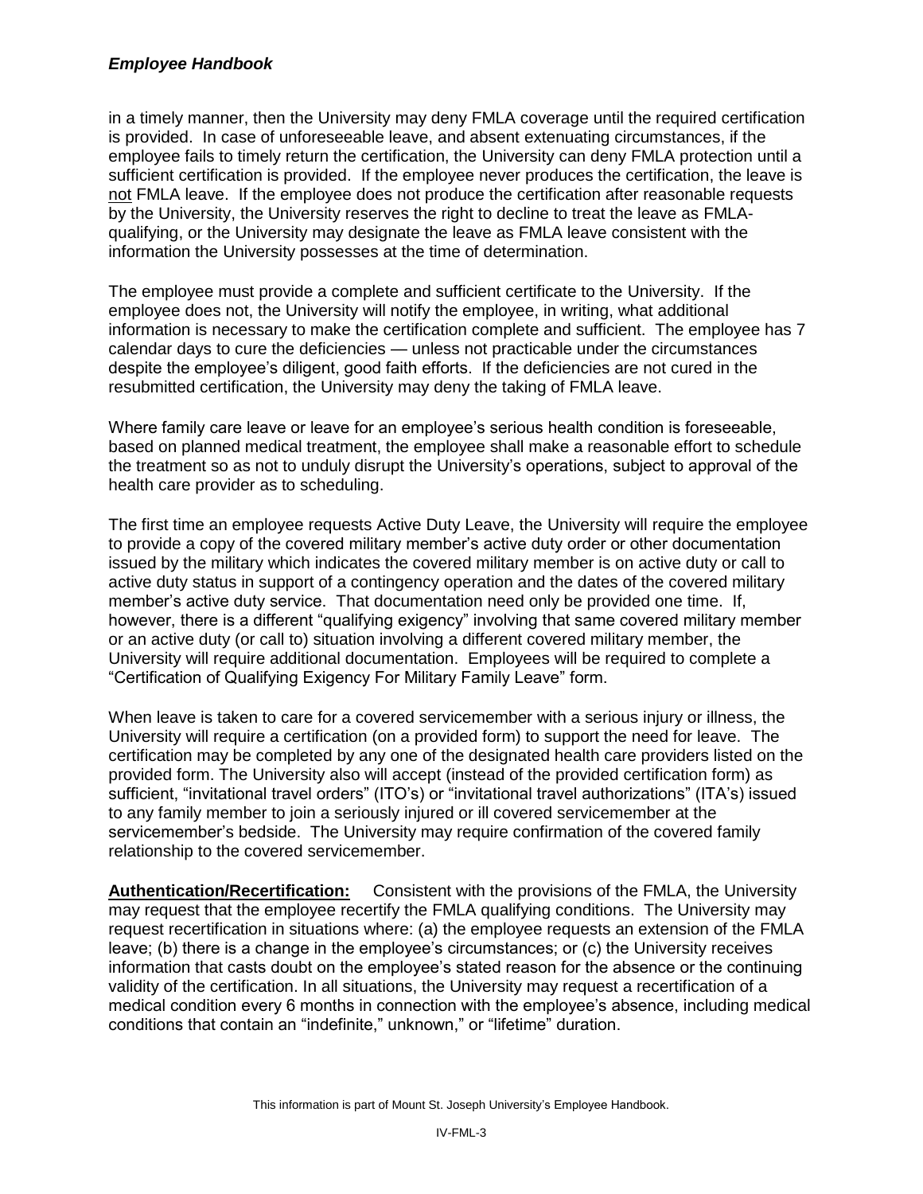in a timely manner, then the University may deny FMLA coverage until the required certification is provided. In case of unforeseeable leave, and absent extenuating circumstances, if the employee fails to timely return the certification, the University can deny FMLA protection until a sufficient certification is provided. If the employee never produces the certification, the leave is not FMLA leave. If the employee does not produce the certification after reasonable requests by the University, the University reserves the right to decline to treat the leave as FMLA-qualifying, or the University may designate the leave as FMLA leave consistent with the information the University possesses at the time of determination.

The employee must provide a complete and sufficient certificate to the University. If the employee does not, the University will notify the employee, in writing, what additional information is necessary to make the certification complete and sufficient. The employee has 7 calendar days to cure the deficiencies — unless not practicable under the circumstances despite the employee's diligent, good faith efforts. If the deficiencies are not cured in the resubmitted certification, the University may deny the taking of FMLA leave.

Where family care leave or leave for an employee's serious health condition is foreseeable, based on planned medical treatment, the employee shall make a reasonable effort to schedule the treatment so as not to unduly disrupt the University's operations, subject to approval of the health care provider as to scheduling.

The first time an employee requests Active Duty Leave, the University will require the employee to provide a copy of the covered military member's active duty order or other documentation issued by the military which indicates the covered military member is on active duty or call to active duty status in support of a contingency operation and the dates of the covered military member's active duty service. That documentation need only be provided one time. If, however, there is a different "qualifying exigency" involving that same covered military member or an active duty (or call to) situation involving a different covered military member, the University will require additional documentation. Employees will be required to complete a "Certification of Qualifying Exigency For Military Family Leave" form.

When leave is taken to care for a covered servicemember with a serious injury or illness, the University will require a certification (on a provided form) to support the need for leave. The certification may be completed by any one of the designated health care providers listed on the provided form. The University also will accept (instead of the provided certification form) as sufficient, "invitational travel orders" (ITO's) or "invitational travel authorizations" (ITA's) issued to any family member to join a seriously injured or ill covered servicemember at the servicemember's bedside. The University may require confirmation of the covered family relationship to the covered servicemember.

**Authentication/Recertification:** Consistent with the provisions of the FMLA, the University may request that the employee recertify the FMLA qualifying conditions. The University may request recertification in situations where: (a) the employee requests an extension of the FMLA leave; (b) there is a change in the employee's circumstances; or (c) the University receives information that casts doubt on the employee's stated reason for the absence or the continuing validity of the certification. In all situations, the University may request a recertification of a medical condition every 6 months in connection with the employee's absence, including medical conditions that contain an "indefinite," unknown," or "lifetime" duration.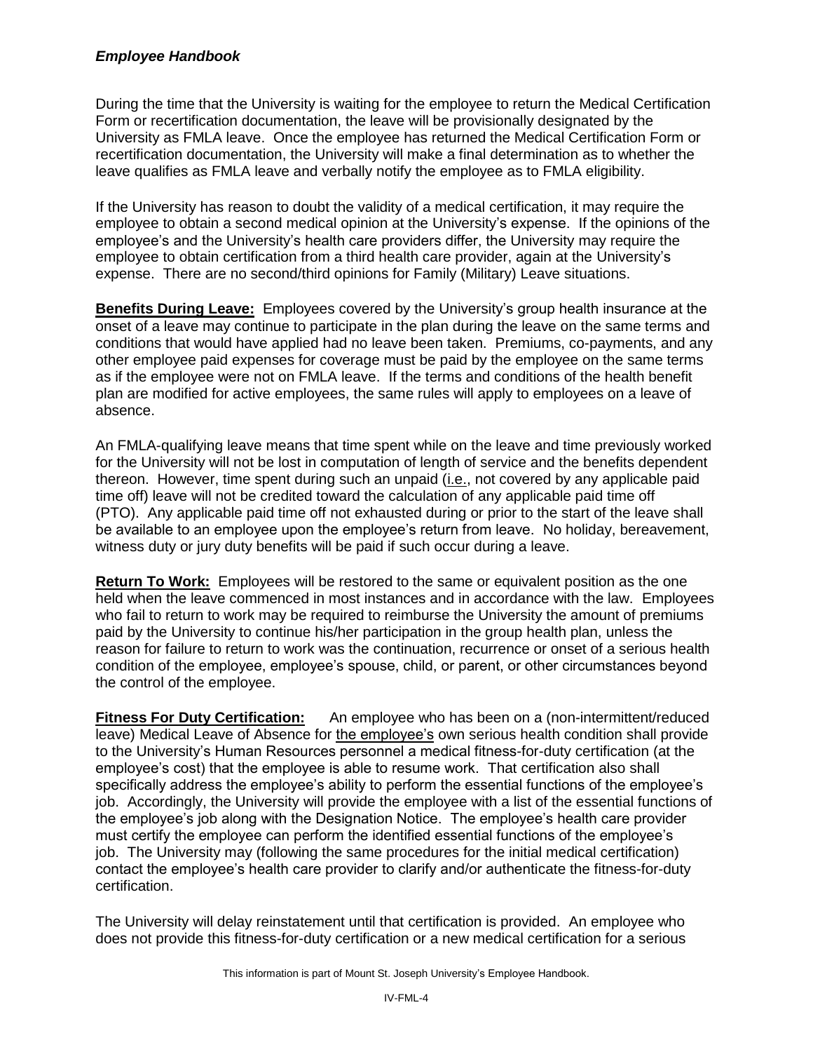During the time that the University is waiting for the employee to return the Medical Certification Form or recertification documentation, the leave will be provisionally designated by the University as FMLA leave. Once the employee has returned the Medical Certification Form or recertification documentation, the University will make a final determination as to whether the leave qualifies as FMLA leave and verbally notify the employee as to FMLA eligibility.

If the University has reason to doubt the validity of a medical certification, it may require the employee to obtain a second medical opinion at the University's expense. If the opinions of the employee's and the University's health care providers differ, the University may require the employee to obtain certification from a third health care provider, again at the University's expense. There are no second/third opinions for Family (Military) Leave situations.

**Benefits During Leave:** Employees covered by the University's group health insurance at the onset of a leave may continue to participate in the plan during the leave on the same terms and conditions that would have applied had no leave been taken. Premiums, co-payments, and any other employee paid expenses for coverage must be paid by the employee on the same terms as if the employee were not on FMLA leave. If the terms and conditions of the health benefit plan are modified for active employees, the same rules will apply to employees on a leave of absence.

An FMLA-qualifying leave means that time spent while on the leave and time previously worked for the University will not be lost in computation of length of service and the benefits dependent thereon. However, time spent during such an unpaid (i.e., not covered by any applicable paid time off) leave will not be credited toward the calculation of any applicable paid time off (PTO). Any applicable paid time off not exhausted during or prior to the start of the leave shall be available to an employee upon the employee's return from leave. No holiday, bereavement, witness duty or jury duty benefits will be paid if such occur during a leave.

**Return To Work:** Employees will be restored to the same or equivalent position as the one held when the leave commenced in most instances and in accordance with the law. Employees who fail to return to work may be required to reimburse the University the amount of premiums paid by the University to continue his/her participation in the group health plan, unless the reason for failure to return to work was the continuation, recurrence or onset of a serious health condition of the employee, employee's spouse, child, or parent, or other circumstances beyond the control of the employee.

**Fitness For Duty Certification:** An employee who has been on a (non-intermittent/reduced leave) Medical Leave of Absence for the employee's own serious health condition shall provide to the University's Human Resources personnel a medical fitness-for-duty certification (at the employee's cost) that the employee is able to resume work. That certification also shall specifically address the employee's ability to perform the essential functions of the employee's job. Accordingly, the University will provide the employee with a list of the essential functions of the employee's job along with the Designation Notice. The employee's health care provider must certify the employee can perform the identified essential functions of the employee's job. The University may (following the same procedures for the initial medical certification) contact the employee's health care provider to clarify and/or authenticate the fitness-for-duty certification.

The University will delay reinstatement until that certification is provided. An employee who does not provide this fitness-for-duty certification or a new medical certification for a serious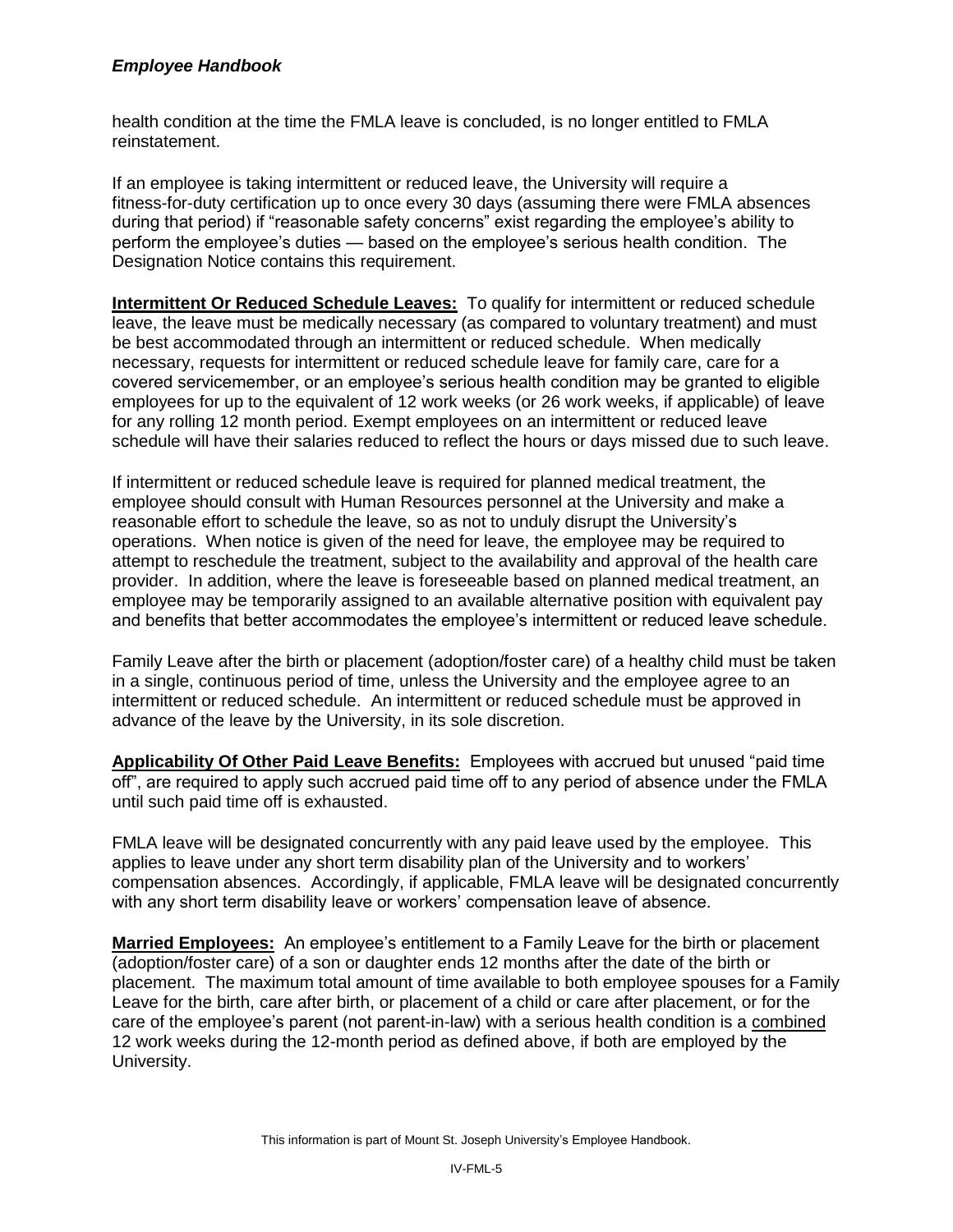health condition at the time the FMLA leave is concluded, is no longer entitled to FMLA reinstatement.

If an employee is taking intermittent or reduced leave, the University will require a fitness-for-duty certification up to once every 30 days (assuming there were FMLA absences during that period) if "reasonable safety concerns" exist regarding the employee's ability to perform the employee's duties — based on the employee's serious health condition. The Designation Notice contains this requirement.

**Intermittent Or Reduced Schedule Leaves:** To qualify for intermittent or reduced schedule leave, the leave must be medically necessary (as compared to voluntary treatment) and must be best accommodated through an intermittent or reduced schedule. When medically necessary, requests for intermittent or reduced schedule leave for family care, care for a covered servicemember, or an employee's serious health condition may be granted to eligible employees for up to the equivalent of 12 work weeks (or 26 work weeks, if applicable) of leave for any rolling 12 month period. Exempt employees on an intermittent or reduced leave schedule will have their salaries reduced to reflect the hours or days missed due to such leave.

If intermittent or reduced schedule leave is required for planned medical treatment, the employee should consult with Human Resources personnel at the University and make a reasonable effort to schedule the leave, so as not to unduly disrupt the University's operations. When notice is given of the need for leave, the employee may be required to attempt to reschedule the treatment, subject to the availability and approval of the health care provider. In addition, where the leave is foreseeable based on planned medical treatment, an employee may be temporarily assigned to an available alternative position with equivalent pay and benefits that better accommodates the employee's intermittent or reduced leave schedule.

Family Leave after the birth or placement (adoption/foster care) of a healthy child must be taken in a single, continuous period of time, unless the University and the employee agree to an intermittent or reduced schedule. An intermittent or reduced schedule must be approved in advance of the leave by the University, in its sole discretion.

**Applicability Of Other Paid Leave Benefits:** Employees with accrued but unused "paid time off", are required to apply such accrued paid time off to any period of absence under the FMLA until such paid time off is exhausted.

FMLA leave will be designated concurrently with any paid leave used by the employee. This applies to leave under any short term disability plan of the University and to workers' compensation absences. Accordingly, if applicable, FMLA leave will be designated concurrently with any short term disability leave or workers' compensation leave of absence.

**Married Employees:** An employee's entitlement to a Family Leave for the birth or placement (adoption/foster care) of a son or daughter ends 12 months after the date of the birth or placement. The maximum total amount of time available to both employee spouses for a Family Leave for the birth, care after birth, or placement of a child or care after placement, or for the care of the employee's parent (not parent-in-law) with a serious health condition is a combined 12 work weeks during the 12-month period as defined above, if both are employed by the University.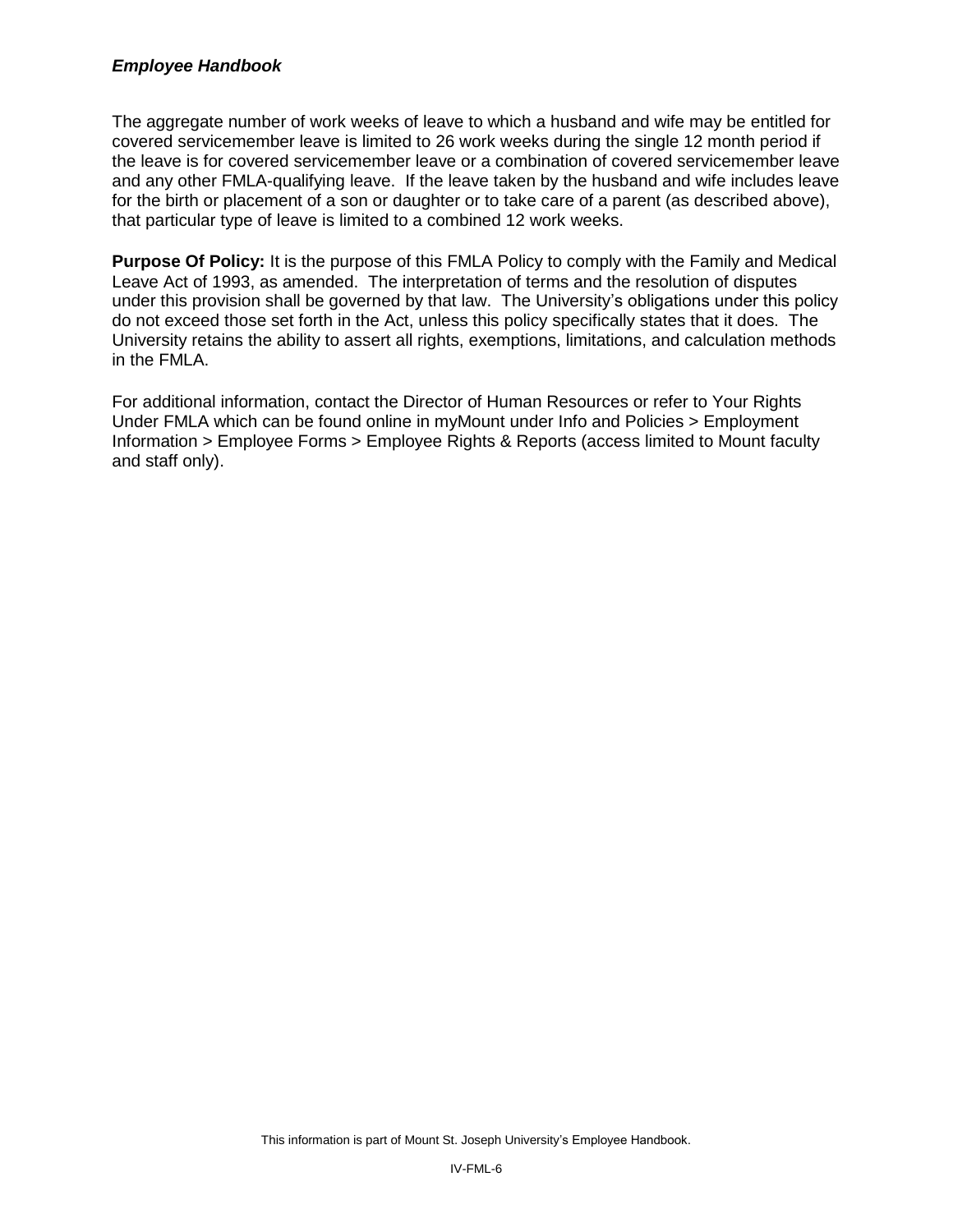The aggregate number of work weeks of leave to which a husband and wife may be entitled for covered servicemember leave is limited to 26 work weeks during the single 12 month period if the leave is for covered servicemember leave or a combination of covered servicemember leave and any other FMLA-qualifying leave. If the leave taken by the husband and wife includes leave for the birth or placement of a son or daughter or to take care of a parent (as described above), that particular type of leave is limited to a combined 12 work weeks.

**Purpose Of Policy:** It is the purpose of this FMLA Policy to comply with the Family and Medical Leave Act of 1993, as amended. The interpretation of terms and the resolution of disputes under this provision shall be governed by that law. The University's obligations under this policy do not exceed those set forth in the Act, unless this policy specifically states that it does. The University retains the ability to assert all rights, exemptions, limitations, and calculation methods in the FMLA.

For additional information, contact the Director of Human Resources or refer to Your Rights Under FMLA which can be found online in myMount under Info and Policies > Employment Information > Employee Forms > Employee Rights & Reports (access limited to Mount faculty and staff only).